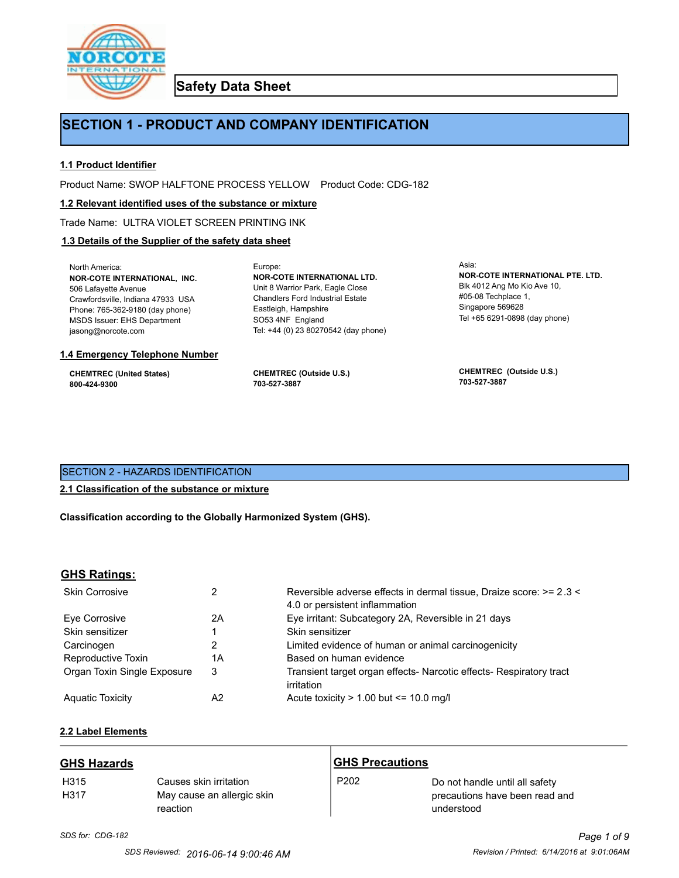# Safety Data Sheet

## SECTION 1 - PRODUCT AND COMPANY IDENTIFICATION

### 1.1 Product Identifier

Product Name: SWOP HALFTONE PROCESS YELLOW    Product Code: CDG-182

### 1.2 Relevant identified uses of the substance or mixture

Trade Name: ULTRA VIOLET SCREEN PRINTING INK

### 1.3 Details of the Supplier of the safety data sheet

North America:
**NOR-COTE INTERNATIONAL, INC.**
506 Lafayette Avenue
Crawfordsville, Indiana 47933 USA
Phone: 765-362-9180 (day phone)
MSDS Issuer: EHS Department
jasong@norcote.com

Europe:
**NOR-COTE INTERNATIONAL LTD.**
Unit 8 Warrior Park, Eagle Close
Chandlers Ford Industrial Estate
Eastleigh, Hampshire
SO53 4NF England
Tel: +44 (0) 23 80270542 (day phone)

Asia:
**NOR-COTE INTERNATIONAL PTE. LTD.**
Blk 4012 Ang Mo Kio Ave 10,
#05-08 Techplace 1,
Singapore 569628
Tel +65 6291-0898 (day phone)

### 1.4 Emergency Telephone Number

**CHEMTREC (United States)**
**800-424-9300**

**CHEMTREC (Outside U.S.)**
**703-527-3887**

**CHEMTREC (Outside U.S.)**
**703-527-3887**

## SECTION 2 - HAZARDS IDENTIFICATION

### 2.1 Classification of the substance or mixture

**Classification according to the Globally Harmonized System (GHS).**

### GHS Ratings:

| | | |
|---|---|---|
| Skin Corrosive | 2 | Reversible adverse effects in dermal tissue, Draize score: >= 2.3 < 4.0 or persistent inflammation |
| Eye Corrosive | 2A | Eye irritant: Subcategory 2A, Reversible in 21 days |
| Skin sensitizer | 1 | Skin sensitizer |
| Carcinogen | 2 | Limited evidence of human or animal carcinogenicity |
| Reproductive Toxin | 1A | Based on human evidence |
| Organ Toxin Single Exposure | 3 | Transient target organ effects- Narcotic effects- Respiratory tract irritation |
| Aquatic Toxicity | A2 | Acute toxicity > 1.00 but <= 10.0 mg/l |

### 2.2 Label Elements

| GHS Hazards | | GHS Precautions | |
|---|---|---|---|
| H315 | Causes skin irritation | P202 | Do not handle until all safety precautions have been read and understood |
| H317 | May cause an allergic skin reaction | | |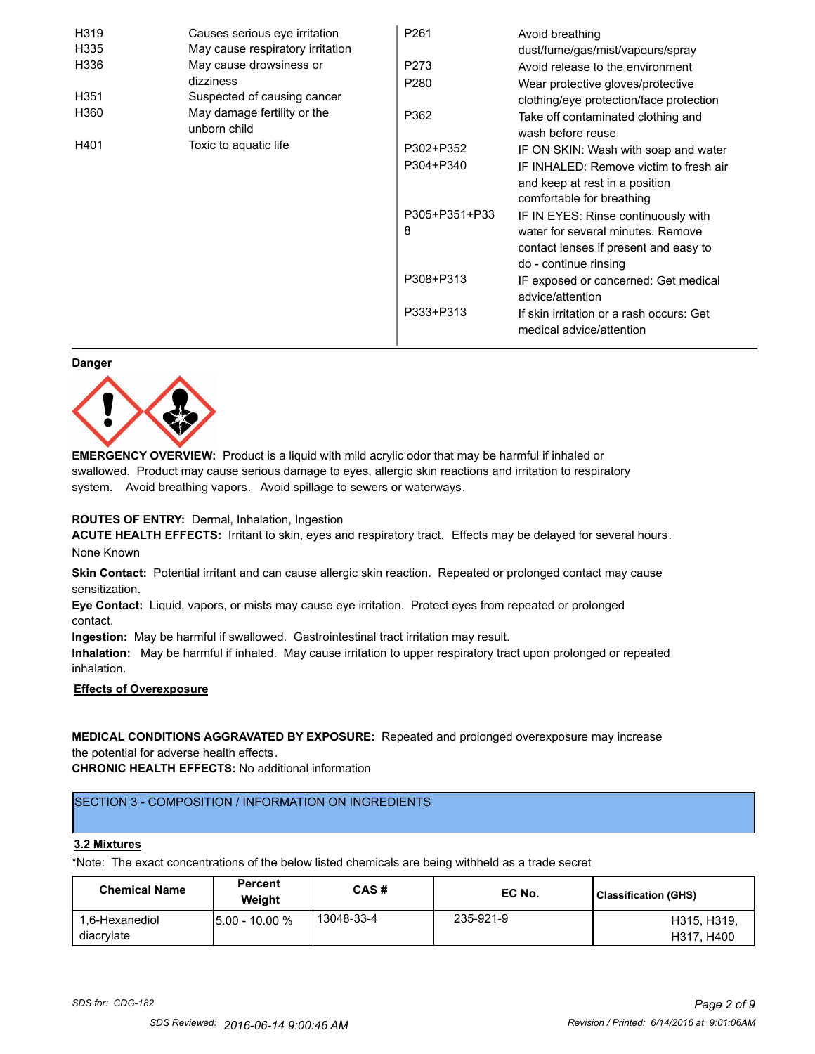| | | | |
|---|---|---|---|
| H319 | Causes serious eye irritation | P261 | Avoid breathing dust/fume/gas/mist/vapours/spray |
| H335 | May cause respiratory irritation | P273 | Avoid release to the environment |
| H336 | May cause drowsiness or dizziness | P280 | Wear protective gloves/protective clothing/eye protection/face protection |
| H351 | Suspected of causing cancer | P362 | Take off contaminated clothing and wash before reuse |
| H360 | May damage fertility or the unborn child | P302+P352 | IF ON SKIN: Wash with soap and water |
| H401 | Toxic to aquatic life | P304+P340 | IF INHALED: Remove victim to fresh air and keep at rest in a position comfortable for breathing |
| | | P305+P351+P338 | IF IN EYES: Rinse continuously with water for several minutes. Remove contact lenses if present and easy to do - continue rinsing |
| | | P308+P313 | IF exposed or concerned: Get medical advice/attention |
| | | P333+P313 | If skin irritation or a rash occurs: Get medical advice/attention |

**Danger**

**EMERGENCY OVERVIEW:** Product is a liquid with mild acrylic odor that may be harmful if inhaled or swallowed. Product may cause serious damage to eyes, allergic skin reactions and irritation to respiratory system. Avoid breathing vapors. Avoid spillage to sewers or waterways.

**ROUTES OF ENTRY:** Dermal, Inhalation, Ingestion

**ACUTE HEALTH EFFECTS:** Irritant to skin, eyes and respiratory tract. Effects may be delayed for several hours.

None Known

**Skin Contact:** Potential irritant and can cause allergic skin reaction. Repeated or prolonged contact may cause sensitization.

**Eye Contact:** Liquid, vapors, or mists may cause eye irritation. Protect eyes from repeated or prolonged contact.

**Ingestion:** May be harmful if swallowed. Gastrointestinal tract irritation may result.

**Inhalation:** May be harmful if inhaled. May cause irritation to upper respiratory tract upon prolonged or repeated inhalation.

**Effects of Overexposure**

**MEDICAL CONDITIONS AGGRAVATED BY EXPOSURE:** Repeated and prolonged overexposure may increase the potential for adverse health effects.

**CHRONIC HEALTH EFFECTS:** No additional information

## SECTION 3 - COMPOSITION / INFORMATION ON INGREDIENTS

### 3.2 Mixtures

*Note: The exact concentrations of the below listed chemicals are being withheld as a trade secret

| Chemical Name | Percent Weight | CAS # | EC No. | Classification (GHS) |
|---|---|---|---|---|
| 1,6-Hexanediol diacrylate | 5.00 - 10.00 % | 13048-33-4 | 235-921-9 | H315, H319, H317, H400 |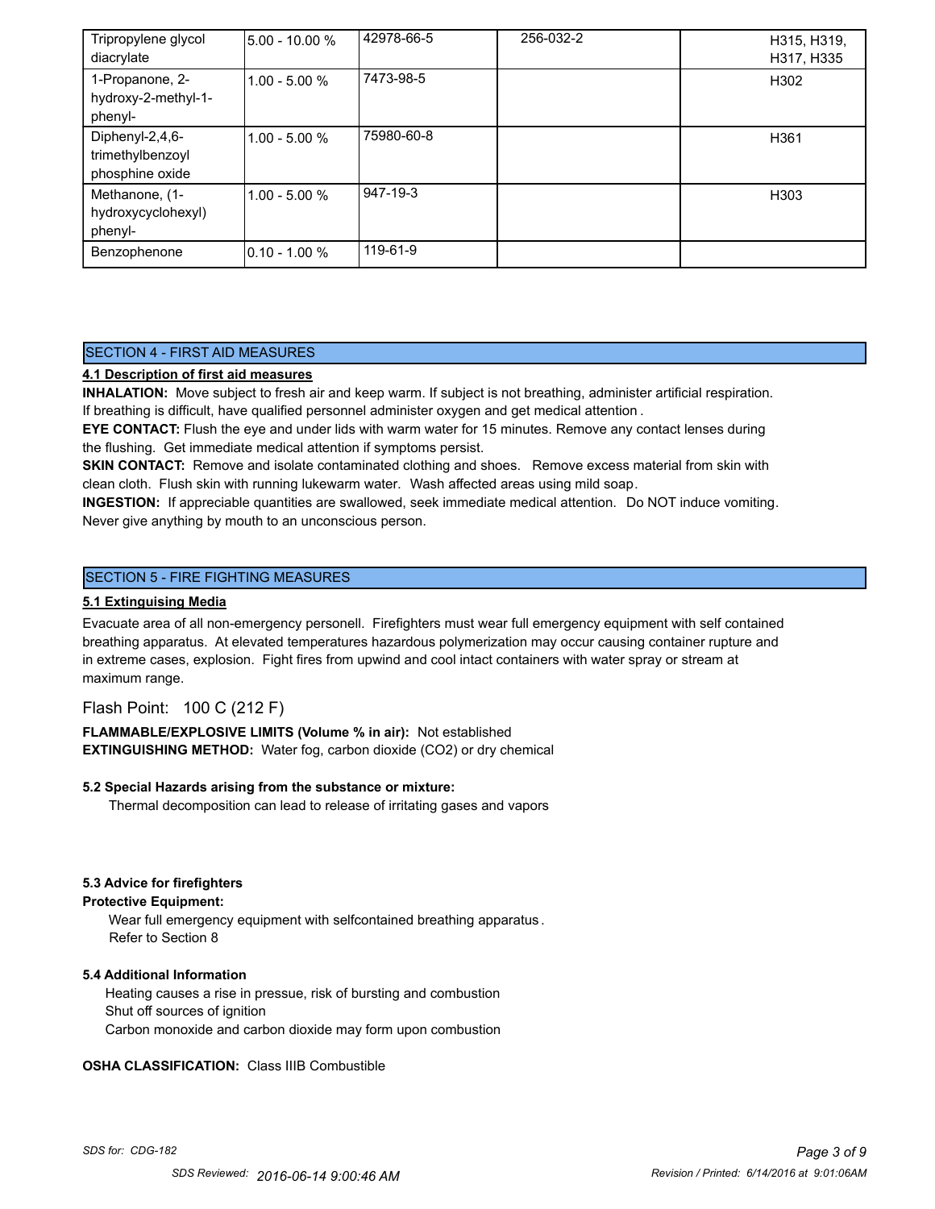| Tripropylene glycol diacrylate | 5.00 - 10.00 % | 42978-66-5 | 256-032-2 | H315, H319, H317, H335 |
|---|---|---|---|---|
| 1-Propanone, 2-hydroxy-2-methyl-1-phenyl- | 1.00 - 5.00 % | 7473-98-5 | | H302 |
| Diphenyl-2,4,6-trimethylbenzoyl phosphine oxide | 1.00 - 5.00 % | 75980-60-8 | | H361 |
| Methanone, (1-hydroxycyclohexyl) phenyl- | 1.00 - 5.00 % | 947-19-3 | | H303 |
| Benzophenone | 0.10 - 1.00 % | 119-61-9 | | |

## SECTION 4 - FIRST AID MEASURES

**4.1 Description of first aid measures**

**INHALATION:** Move subject to fresh air and keep warm. If subject is not breathing, administer artificial respiration. If breathing is difficult, have qualified personnel administer oxygen and get medical attention.

**EYE CONTACT:** Flush the eye and under lids with warm water for 15 minutes. Remove any contact lenses during the flushing. Get immediate medical attention if symptoms persist.

**SKIN CONTACT:** Remove and isolate contaminated clothing and shoes. Remove excess material from skin with clean cloth. Flush skin with running lukewarm water. Wash affected areas using mild soap.

**INGESTION:** If appreciable quantities are swallowed, seek immediate medical attention. Do NOT induce vomiting. Never give anything by mouth to an unconscious person.

## SECTION 5 - FIRE FIGHTING MEASURES

**5.1 Extinguising Media**

Evacuate area of all non-emergency personell. Firefighters must wear full emergency equipment with self contained breathing apparatus. At elevated temperatures hazardous polymerization may occur causing container rupture and in extreme cases, explosion. Fight fires from upwind and cool intact containers with water spray or stream at maximum range.

Flash Point: 100 C (212 F)

**FLAMMABLE/EXPLOSIVE LIMITS (Volume % in air):** Not established

**EXTINGUISHING METHOD:** Water fog, carbon dioxide ($CO_2$) or dry chemical

**5.2 Special Hazards arising from the substance or mixture:**

Thermal decomposition can lead to release of irritating gases and vapors

**5.3 Advice for firefighters**

**Protective Equipment:**

Wear full emergency equipment with selfcontained breathing apparatus.
Refer to Section 8

**5.4 Additional Information**

Heating causes a rise in pressue, risk of bursting and combustion
Shut off sources of ignition
Carbon monoxide and carbon dioxide may form upon combustion

**OSHA CLASSIFICATION:** Class IIIB Combustible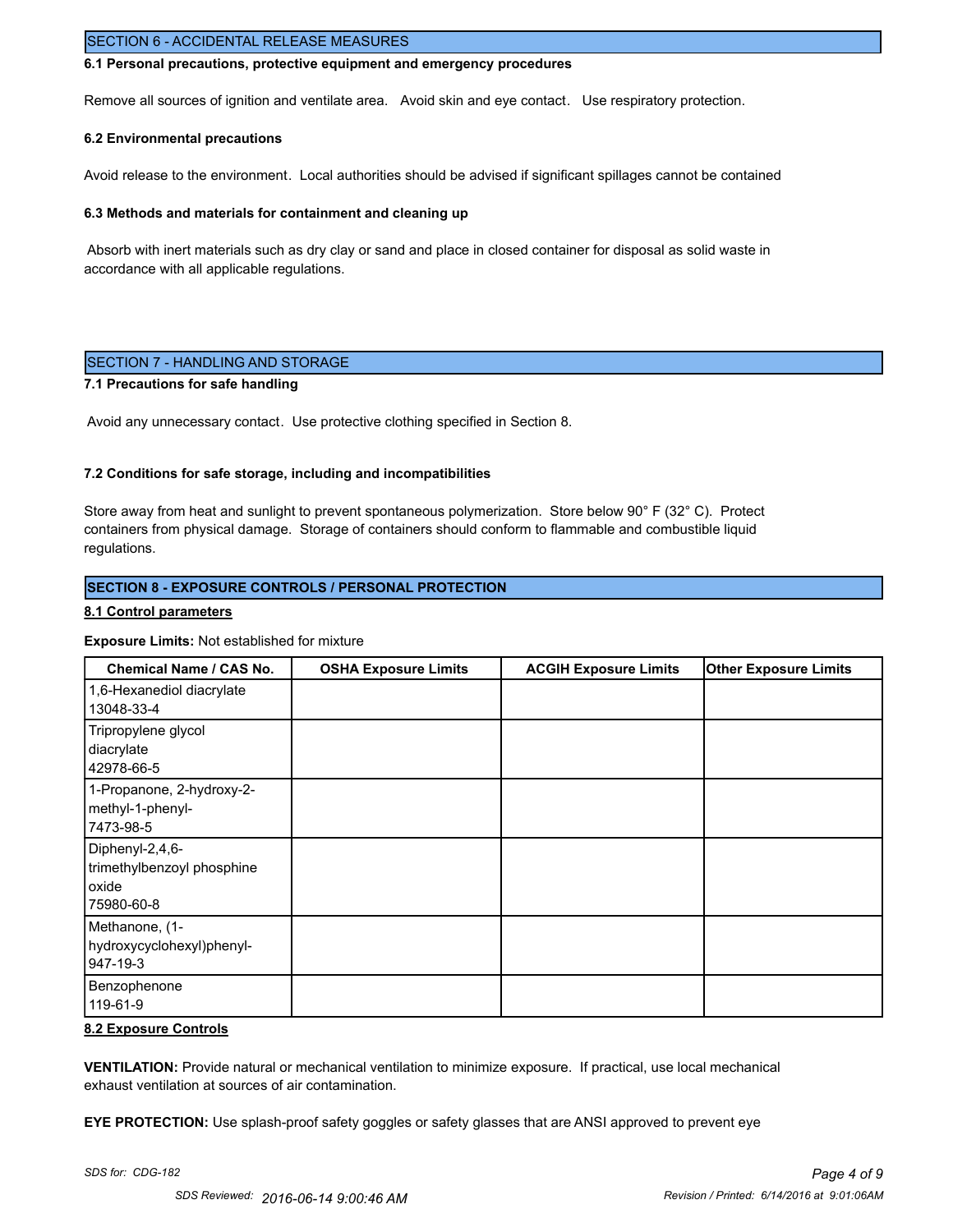## SECTION 6 - ACCIDENTAL RELEASE MEASURES

**6.1 Personal precautions, protective equipment and emergency procedures**

Remove all sources of ignition and ventilate area. Avoid skin and eye contact. Use respiratory protection.

**6.2 Environmental precautions**

Avoid release to the environment. Local authorities should be advised if significant spillages cannot be contained

**6.3 Methods and materials for containment and cleaning up**

Absorb with inert materials such as dry clay or sand and place in closed container for disposal as solid waste in accordance with all applicable regulations.

## SECTION 7 - HANDLING AND STORAGE

**7.1 Precautions for safe handling**

Avoid any unnecessary contact. Use protective clothing specified in Section 8.

**7.2 Conditions for safe storage, including and incompatibilities**

Store away from heat and sunlight to prevent spontaneous polymerization. Store below 90° F (32° C). Protect containers from physical damage. Storage of containers should conform to flammable and combustible liquid regulations.

## SECTION 8 - EXPOSURE CONTROLS / PERSONAL PROTECTION

**8.1 Control parameters**

**Exposure Limits:** Not established for mixture

| Chemical Name / CAS No. | OSHA Exposure Limits | ACGIH Exposure Limits | Other Exposure Limits |
|---|---|---|---|
| 1,6-Hexanediol diacrylate 13048-33-4 | | | |
| Tripropylene glycol diacrylate 42978-66-5 | | | |
| 1-Propanone, 2-hydroxy-2-methyl-1-phenyl- 7473-98-5 | | | |
| Diphenyl-2,4,6-trimethylbenzoyl phosphine oxide 75980-60-8 | | | |
| Methanone, (1-hydroxycyclohexyl)phenyl- 947-19-3 | | | |
| Benzophenone 119-61-9 | | | |

**8.2 Exposure Controls**

**VENTILATION:** Provide natural or mechanical ventilation to minimize exposure. If practical, use local mechanical exhaust ventilation at sources of air contamination.

**EYE PROTECTION:** Use splash-proof safety goggles or safety glasses that are ANSI approved to prevent eye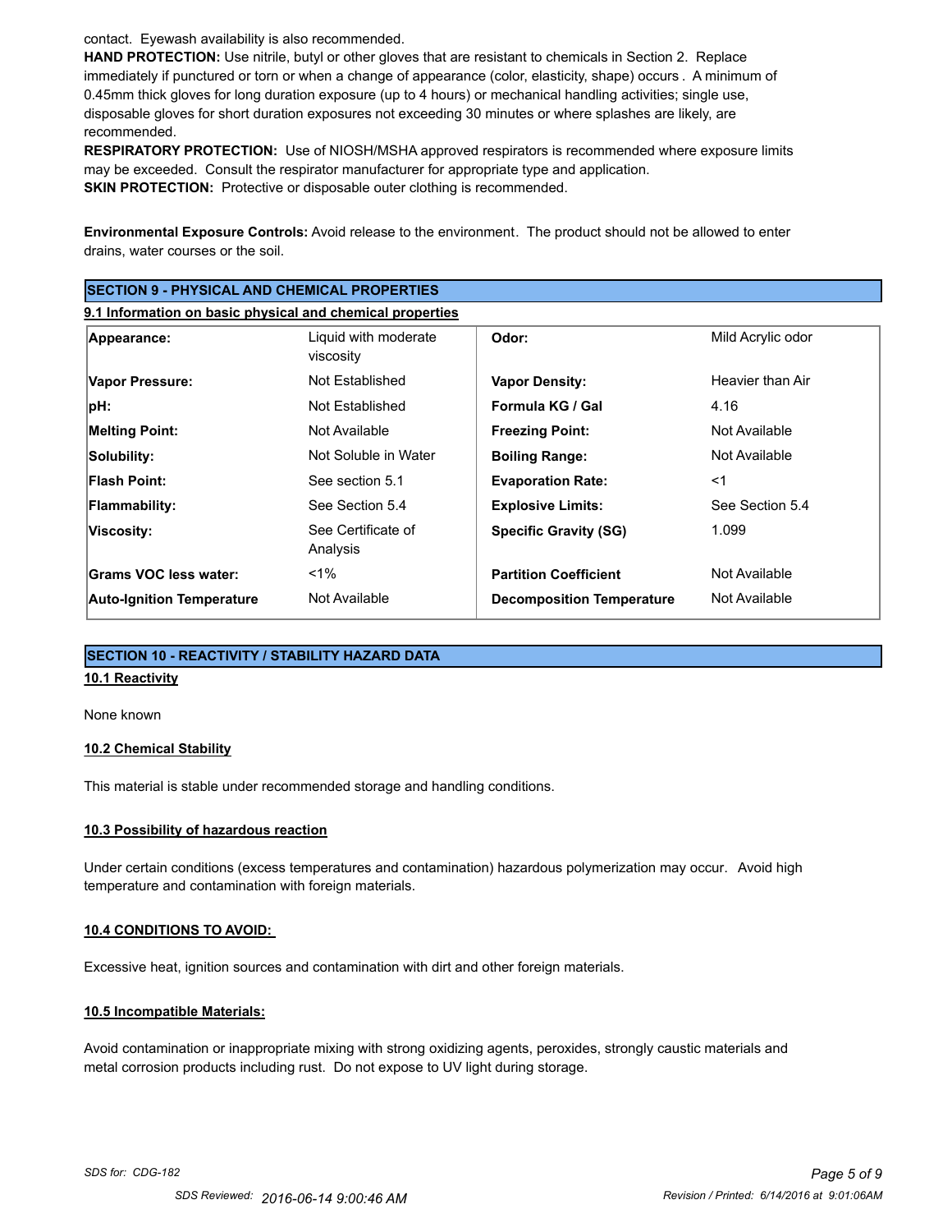contact. Eyewash availability is also recommended.

**HAND PROTECTION:** Use nitrile, butyl or other gloves that are resistant to chemicals in Section 2. Replace immediately if punctured or torn or when a change of appearance (color, elasticity, shape) occurs . A minimum of 0.45mm thick gloves for long duration exposure (up to 4 hours) or mechanical handling activities; single use, disposable gloves for short duration exposures not exceeding 30 minutes or where splashes are likely, are recommended.

**RESPIRATORY PROTECTION:** Use of NIOSH/MSHA approved respirators is recommended where exposure limits may be exceeded. Consult the respirator manufacturer for appropriate type and application.

**SKIN PROTECTION:** Protective or disposable outer clothing is recommended.

**Environmental Exposure Controls:** Avoid release to the environment. The product should not be allowed to enter drains, water courses or the soil.

## SECTION 9 - PHYSICAL AND CHEMICAL PROPERTIES

### 9.1 Information on basic physical and chemical properties

| Property | Value | Property | Value |
|---|---|---|---|
| **Appearance:** | Liquid with moderate viscosity | **Odor:** | Mild Acrylic odor |
| **Vapor Pressure:** | Not Established | **Vapor Density:** | Heavier than Air |
| **pH:** | Not Established | **Formula KG / Gal** | 4.16 |
| **Melting Point:** | Not Available | **Freezing Point:** | Not Available |
| **Solubility:** | Not Soluble in Water | **Boiling Range:** | Not Available |
| **Flash Point:** | See section 5.1 | **Evaporation Rate:** | <1 |
| **Flammability:** | See Section 5.4 | **Explosive Limits:** | See Section 5.4 |
| **Viscosity:** | See Certificate of Analysis | **Specific Gravity (SG)** | 1.099 |
| **Grams VOC less water:** | <1% | **Partition Coefficient** | Not Available |
| **Auto-Ignition Temperature** | Not Available | **Decomposition Temperature** | Not Available |

## SECTION 10 - REACTIVITY / STABILITY HAZARD DATA

### 10.1 Reactivity

None known

### 10.2 Chemical Stability

This material is stable under recommended storage and handling conditions.

### 10.3 Possibility of hazardous reaction

Under certain conditions (excess temperatures and contamination) hazardous polymerization may occur. Avoid high temperature and contamination with foreign materials.

### 10.4 CONDITIONS TO AVOID:

Excessive heat, ignition sources and contamination with dirt and other foreign materials.

### 10.5 Incompatible Materials:

Avoid contamination or inappropriate mixing with strong oxidizing agents, peroxides, strongly caustic materials and metal corrosion products including rust. Do not expose to UV light during storage.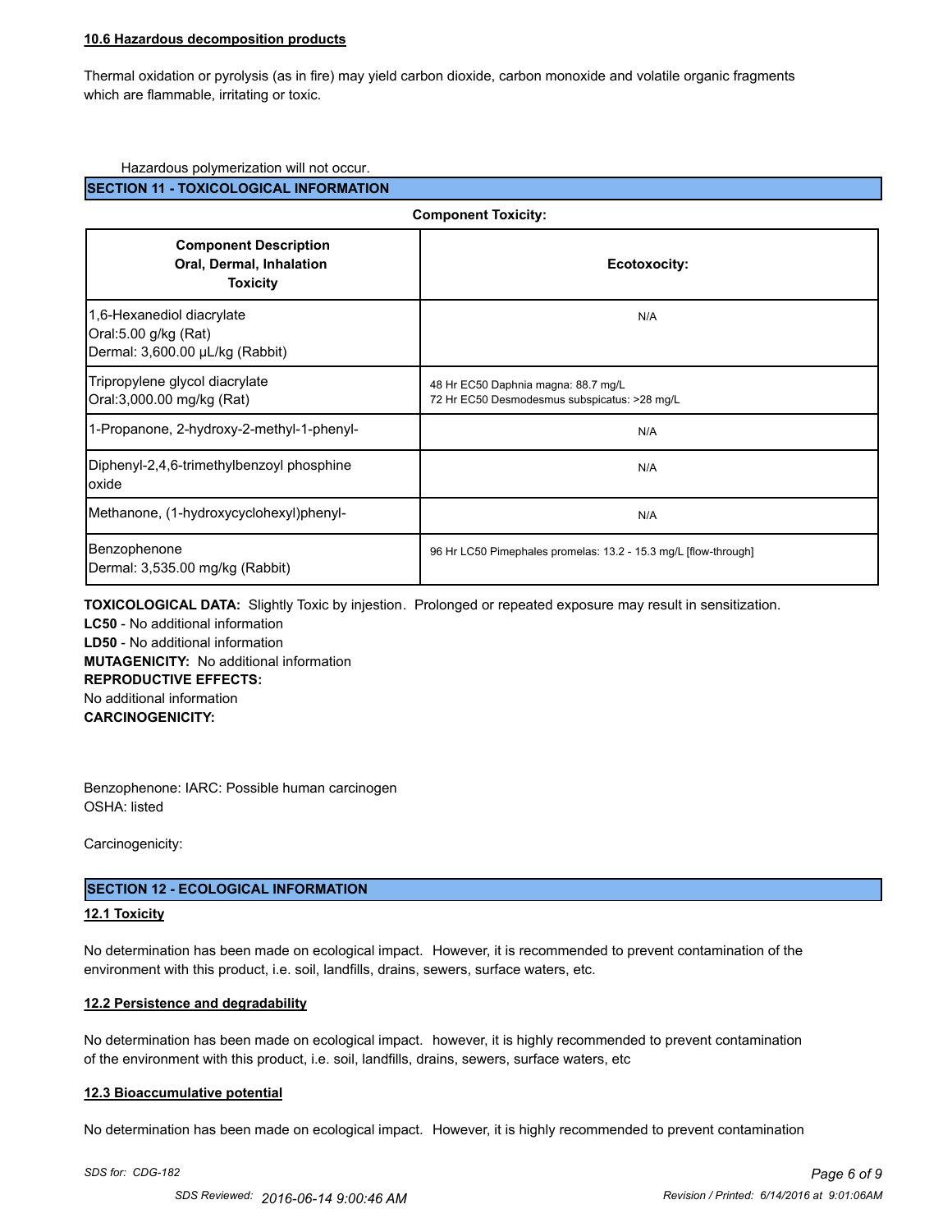**10.6 Hazardous decomposition products**

Thermal oxidation or pyrolysis (as in fire) may yield carbon dioxide, carbon monoxide and volatile organic fragments which are flammable, irritating or toxic.

Hazardous polymerization will not occur.

## SECTION 11 - TOXICOLOGICAL INFORMATION

**Component Toxicity:**

| **Component Description Oral, Dermal, Inhalation Toxicity** | **Ecotoxocity:** |
|---|---|
| 1,6-Hexanediol diacrylate<br>Oral:5.00 g/kg (Rat)<br>Dermal: 3,600.00 µL/kg (Rabbit) | N/A |
| Tripropylene glycol diacrylate<br>Oral:3,000.00 mg/kg (Rat) | 48 Hr EC50 Daphnia magna: 88.7 mg/L<br>72 Hr EC50 Desmodesmus subspicatus: >28 mg/L |
| 1-Propanone, 2-hydroxy-2-methyl-1-phenyl- | N/A |
| Diphenyl-2,4,6-trimethylbenzoyl phosphine oxide | N/A |
| Methanone, (1-hydroxycyclohexyl)phenyl- | N/A |
| Benzophenone<br>Dermal: 3,535.00 mg/kg (Rabbit) | 96 Hr LC50 Pimephales promelas: 13.2 - 15.3 mg/L [flow-through] |

**TOXICOLOGICAL DATA:** Slightly Toxic by injestion. Prolonged or repeated exposure may result in sensitization.
**LC50** - No additional information
**LD50** - No additional information
**MUTAGENICITY:** No additional information
**REPRODUCTIVE EFFECTS:**
No additional information
**CARCINOGENICITY:**

Benzophenone: IARC: Possible human carcinogen
OSHA: listed

Carcinogenicity:

## SECTION 12 - ECOLOGICAL INFORMATION

**12.1 Toxicity**

No determination has been made on ecological impact. However, it is recommended to prevent contamination of the environment with this product, i.e. soil, landfills, drains, sewers, surface waters, etc.

**12.2 Persistence and degradability**

No determination has been made on ecological impact. however, it is highly recommended to prevent contamination of the environment with this product, i.e. soil, landfills, drains, sewers, surface waters, etc

**12.3 Bioaccumulative potential**

No determination has been made on ecological impact. However, it is highly recommended to prevent contamination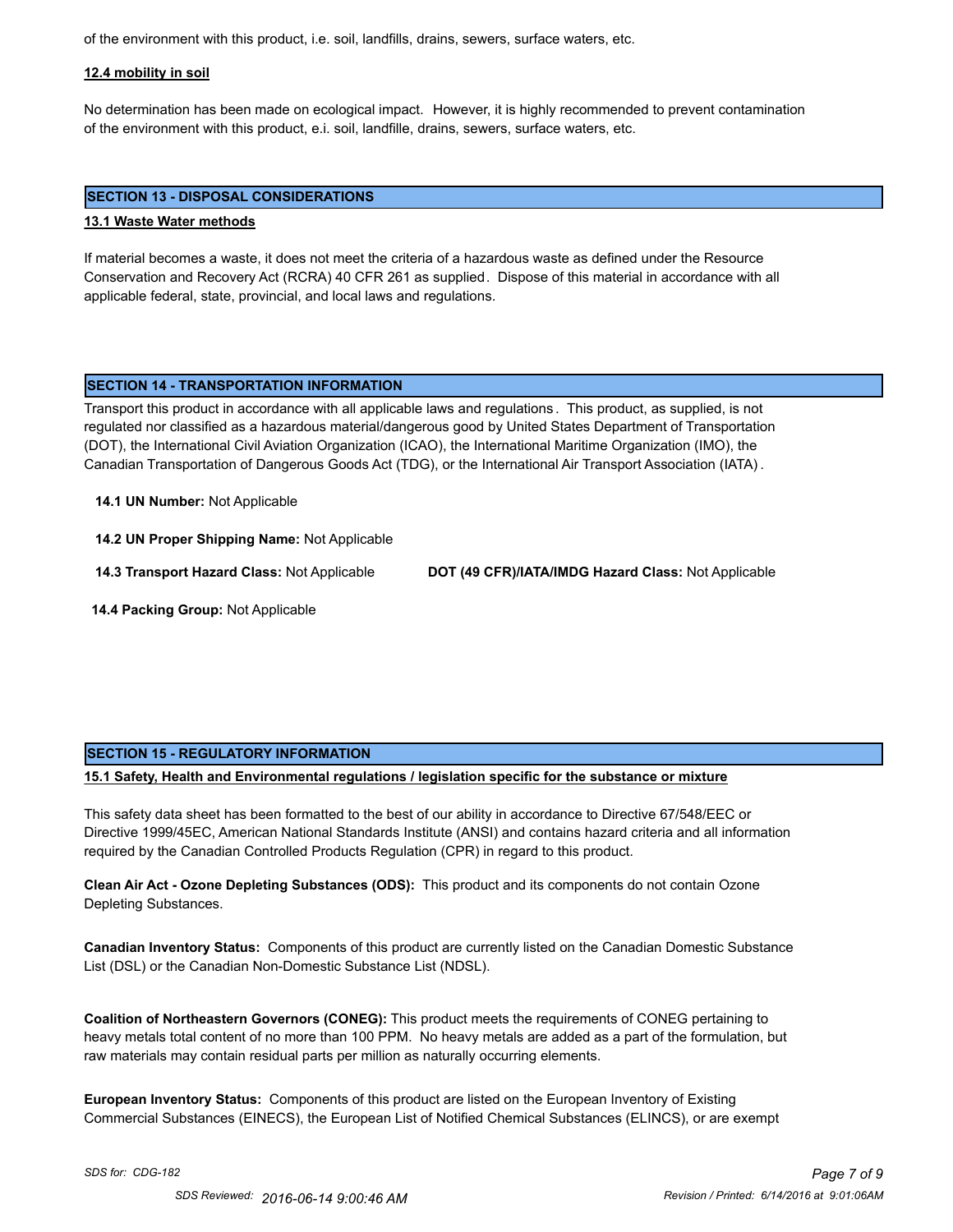of the environment with this product, i.e. soil, landfills, drains, sewers, surface waters, etc.

**12.4 mobility in soil**

No determination has been made on ecological impact. However, it is highly recommended to prevent contamination of the environment with this product, e.i. soil, landfille, drains, sewers, surface waters, etc.

## SECTION 13 - DISPOSAL CONSIDERATIONS

**13.1 Waste Water methods**

If material becomes a waste, it does not meet the criteria of a hazardous waste as defined under the Resource Conservation and Recovery Act (RCRA) 40 CFR 261 as supplied. Dispose of this material in accordance with all applicable federal, state, provincial, and local laws and regulations.

## SECTION 14 - TRANSPORTATION INFORMATION

Transport this product in accordance with all applicable laws and regulations. This product, as supplied, is not regulated nor classified as a hazardous material/dangerous good by United States Department of Transportation (DOT), the International Civil Aviation Organization (ICAO), the International Maritime Organization (IMO), the Canadian Transportation of Dangerous Goods Act (TDG), or the International Air Transport Association (IATA).

**14.1 UN Number:** Not Applicable

**14.2 UN Proper Shipping Name:** Not Applicable

**14.3 Transport Hazard Class:** Not Applicable

**DOT (49 CFR)/IATA/IMDG Hazard Class:** Not Applicable

**14.4 Packing Group:** Not Applicable

## SECTION 15 - REGULATORY INFORMATION

**15.1 Safety, Health and Environmental regulations / legislation specific for the substance or mixture**

This safety data sheet has been formatted to the best of our ability in accordance to Directive 67/548/EEC or Directive 1999/45EC, American National Standards Institute (ANSI) and contains hazard criteria and all information required by the Canadian Controlled Products Regulation (CPR) in regard to this product.

**Clean Air Act - Ozone Depleting Substances (ODS):** This product and its components do not contain Ozone Depleting Substances.

**Canadian Inventory Status:** Components of this product are currently listed on the Canadian Domestic Substance List (DSL) or the Canadian Non-Domestic Substance List (NDSL).

**Coalition of Northeastern Governors (CONEG):** This product meets the requirements of CONEG pertaining to heavy metals total content of no more than 100 PPM. No heavy metals are added as a part of the formulation, but raw materials may contain residual parts per million as naturally occurring elements.

**European Inventory Status:** Components of this product are listed on the European Inventory of Existing Commercial Substances (EINECS), the European List of Notified Chemical Substances (ELINCS), or are exempt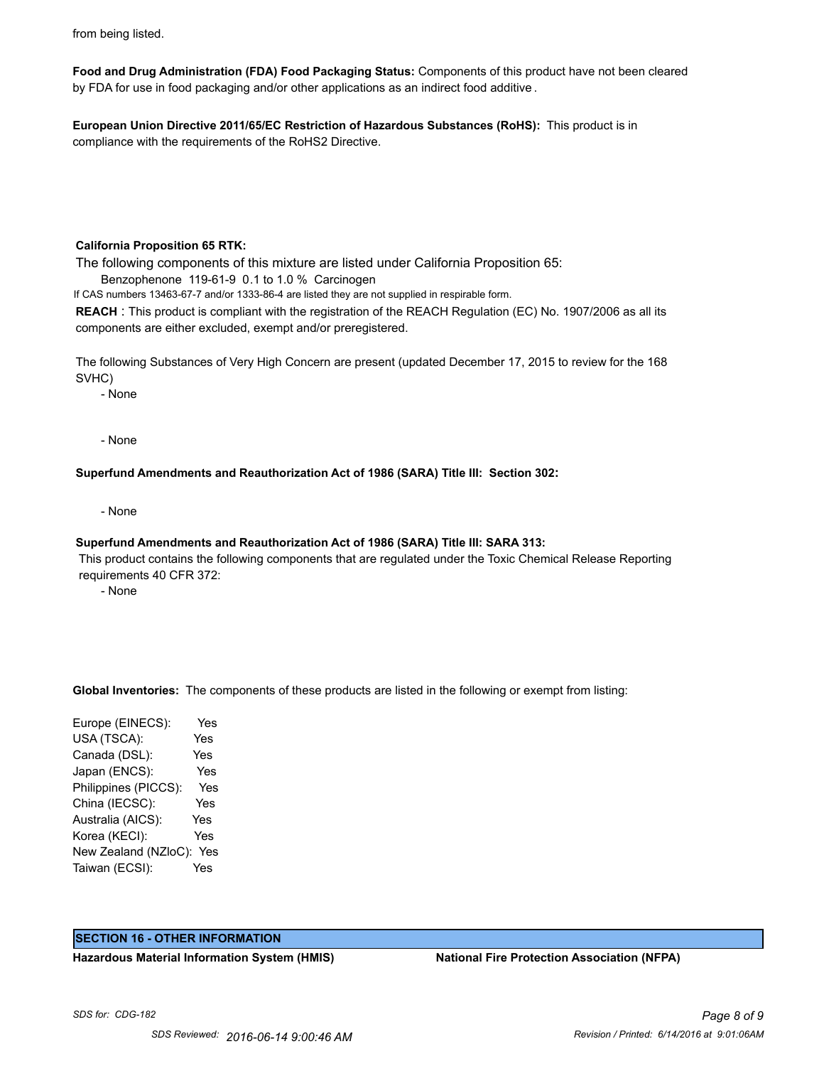from being listed.

**Food and Drug Administration (FDA) Food Packaging Status:** Components of this product have not been cleared by FDA for use in food packaging and/or other applications as an indirect food additive.

**European Union Directive 2011/65/EC Restriction of Hazardous Substances (RoHS):** This product is in compliance with the requirements of the RoHS2 Directive.

**California Proposition 65 RTK:**

The following components of this mixture are listed under California Proposition 65:

Benzophenone 119-61-9 0.1 to 1.0 % Carcinogen

If CAS numbers 13463-67-7 and/or 1333-86-4 are listed they are not supplied in respirable form.

**REACH** : This product is compliant with the registration of the REACH Regulation (EC) No. 1907/2006 as all its components are either excluded, exempt and/or preregistered.

The following Substances of Very High Concern are present (updated December 17, 2015 to review for the 168 SVHC)

- None

- None

**Superfund Amendments and Reauthorization Act of 1986 (SARA) Title III: Section 302:**

- None

**Superfund Amendments and Reauthorization Act of 1986 (SARA) Title III: SARA 313:**

This product contains the following components that are regulated under the Toxic Chemical Release Reporting requirements 40 CFR 372:

- None

**Global Inventories:** The components of these products are listed in the following or exempt from listing:

| | |
|---|---|
| Europe (EINECS): | Yes |
| USA (TSCA): | Yes |
| Canada (DSL): | Yes |
| Japan (ENCS): | Yes |
| Philippines (PICCS): | Yes |
| China (IECSC): | Yes |
| Australia (AICS): | Yes |
| Korea (KECI): | Yes |
| New Zealand (NZloC): | Yes |
| Taiwan (ECSI): | Yes |

## SECTION 16 - OTHER INFORMATION

**Hazardous Material Information System (HMIS)**

**National Fire Protection Association (NFPA)**

*SDS for: CDG-182*

*SDS Reviewed: 2016-06-14 9:00:46 AM*

*Revision / Printed: 6/14/2016 at 9:01:06AM*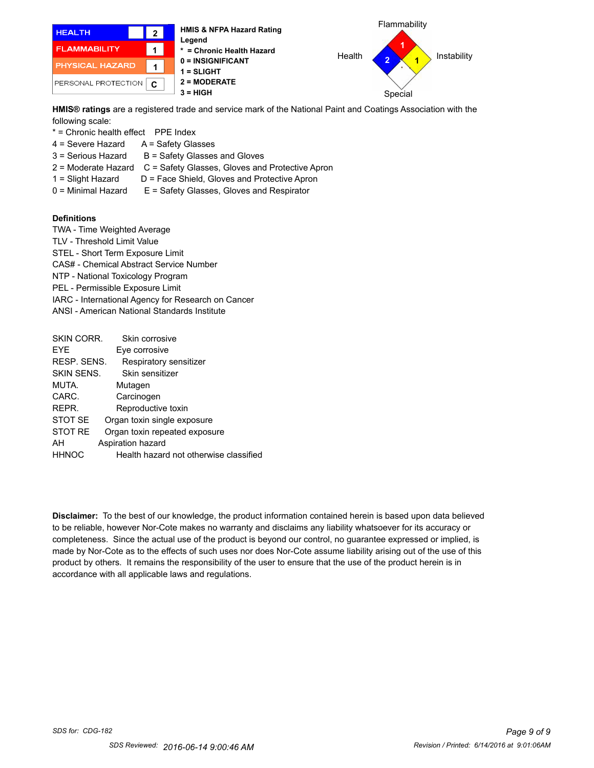| | |
|---|---|
| HEALTH | 2 |
| FLAMMABILITY | 1 |
| PHYSICAL HAZARD | 1 |
| PERSONAL PROTECTION | C |

**HMIS & NFPA Hazard Rating Legend**
**\* = Chronic Health Hazard**
**0 = INSIGNIFICANT**
**1 = SLIGHT**
**2 = MODERATE**
**3 = HIGH**

Flammability
1
Health
2
1
Instability
Special

**HMIS® ratings** are a registered trade and service mark of the National Paint and Coatings Association with the following scale:

| | |
|---|---|
| * = Chronic health effect | PPE Index |
| 4 = Severe Hazard | A = Safety Glasses |
| 3 = Serious Hazard | B = Safety Glasses and Gloves |
| 2 = Moderate Hazard | C = Safety Glasses, Gloves and Protective Apron |
| 1 = Slight Hazard | D = Face Shield, Gloves and Protective Apron |
| 0 = Minimal Hazard | E = Safety Glasses, Gloves and Respirator |

**Definitions**

TWA - Time Weighted Average
TLV - Threshold Limit Value
STEL - Short Term Exposure Limit
CAS# - Chemical Abstract Service Number
NTP - National Toxicology Program
PEL - Permissible Exposure Limit
IARC - International Agency for Research on Cancer
ANSI - American National Standards Institute

| | |
|---|---|
| SKIN CORR. | Skin corrosive |
| EYE | Eye corrosive |
| RESP. SENS. | Respiratory sensitizer |
| SKIN SENS. | Skin sensitizer |
| MUTA. | Mutagen |
| CARC. | Carcinogen |
| REPR. | Reproductive toxin |
| STOT SE | Organ toxin single exposure |
| STOT RE | Organ toxin repeated exposure |
| AH | Aspiration hazard |
| HHNOC | Health hazard not otherwise classified |

**Disclaimer:** To the best of our knowledge, the product information contained herein is based upon data believed to be reliable, however Nor-Cote makes no warranty and disclaims any liability whatsoever for its accuracy or completeness. Since the actual use of the product is beyond our control, no guarantee expressed or implied, is made by Nor-Cote as to the effects of such uses nor does Nor-Cote assume liability arising out of the use of this product by others. It remains the responsibility of the user to ensure that the use of the product herein is in accordance with all applicable laws and regulations.